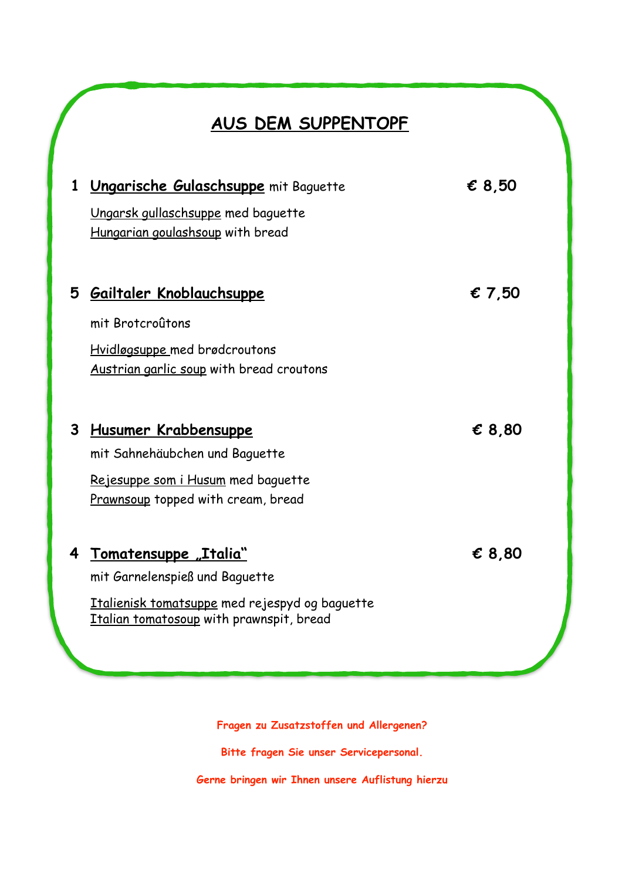# AUS DEM SUPPENTOPF

1 **Ungarische Gulaschsuppe** mit Baguette — **€ 8,50**

Ungarsk gullaschsuppe med baguette
Hungarian goulashsoup with bread

5 **Gailtaler Knoblauchsuppe** — **€ 7,50**

mit Brotcroûtons

Hvidløgsuppe med brødcroutons
Austrian garlic soup with bread croutons

3 **Husumer Krabbensuppe** — **€ 8,80**

mit Sahnehäubchen und Baguette

Rejesuppe som i Husum med baguette
Prawnsoup topped with cream, bread

4 **Tomatensuppe „Italia"** — **€ 8,80**

mit Garnelenspieß und Baguette

Italienisk tomatsuppe med rejespyd og baguette
Italian tomatosoup with prawnspit, bread

**Fragen zu Zusatzstoffen und Allergenen?**

**Bitte fragen Sie unser Servicepersonal.**

**Gerne bringen wir Ihnen unsere Auflistung hierzu**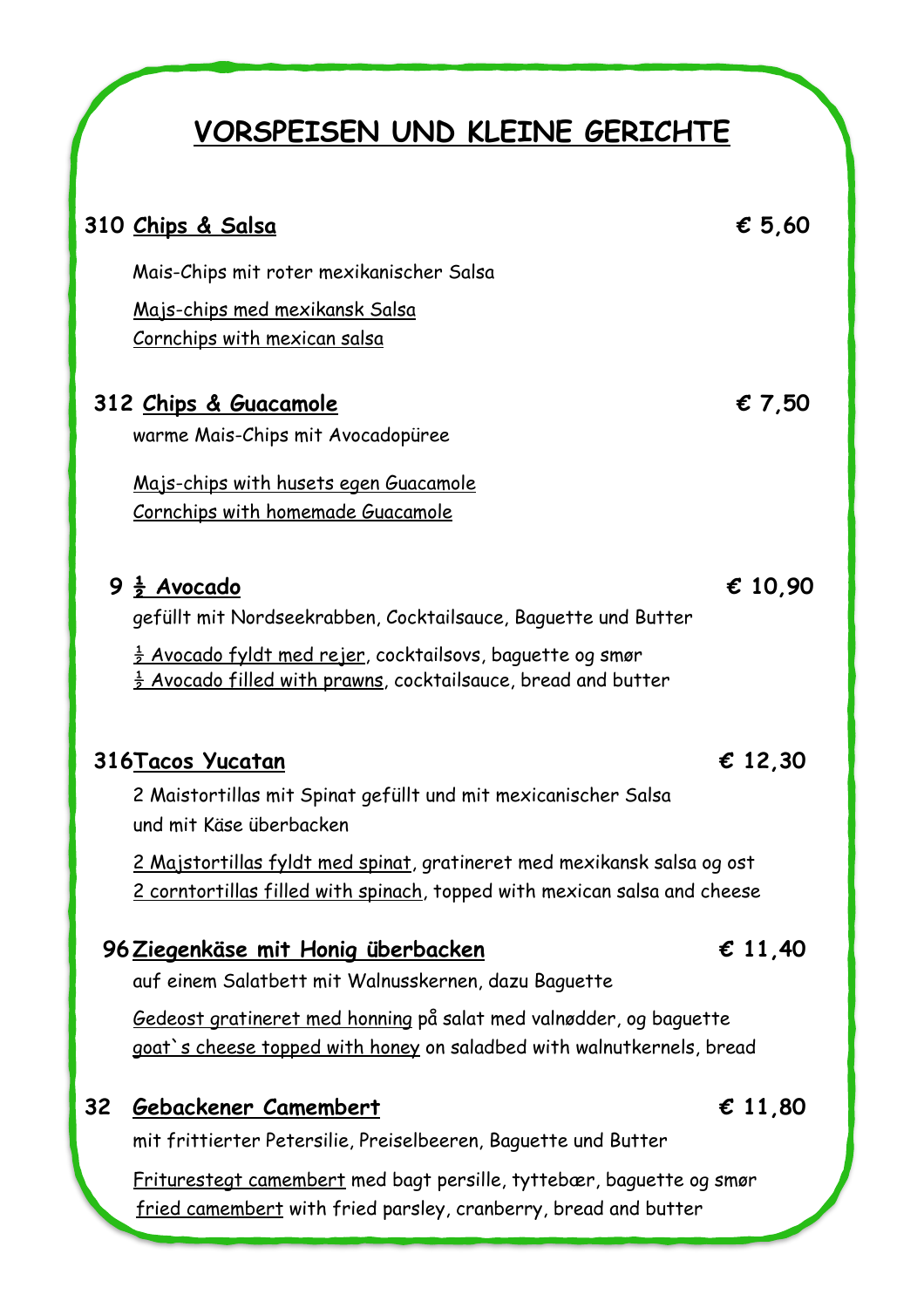# VORSPEISEN UND KLEINE GERICHTE

**310 Chips & Salsa** **€ 5,60**

Mais-Chips mit roter mexikanischer Salsa

Majs-chips med mexikansk Salsa
Cornchips with mexican salsa

**312 Chips & Guacamole** **€ 7,50**

warme Mais-Chips mit Avocadopüree

Majs-chips with husets egen Guacamole
Cornchips with homemade Guacamole

**9 ½ Avocado** **€ 10,90**

gefüllt mit Nordseekrabben, Cocktailsauce, Baguette und Butter

½ Avocado fyldt med rejer, cocktailsovs, baguette og smør
½ Avocado filled with prawns, cocktailsauce, bread and butter

**316 Tacos Yucatan** **€ 12,30**

2 Maistortillas mit Spinat gefüllt und mit mexicanischer Salsa und mit Käse überbacken

2 Majstortillas fyldt med spinat, gratineret med mexikansk salsa og ost
2 corntortillas filled with spinach, topped with mexican salsa and cheese

**96 Ziegenkäse mit Honig überbacken** **€ 11,40**

auf einem Salatbett mit Walnusskernen, dazu Baguette

Gedeost gratineret med honning på salat med valnødder, og baguette
goat`s cheese topped with honey on saladbed with walnutkernels, bread

**32 Gebackener Camembert** **€ 11,80**

mit frittierter Petersilie, Preiselbeeren, Baguette und Butter

Friturestegt camembert med bagt persille, tyttebær, baguette og smør
fried camembert with fried parsley, cranberry, bread and butter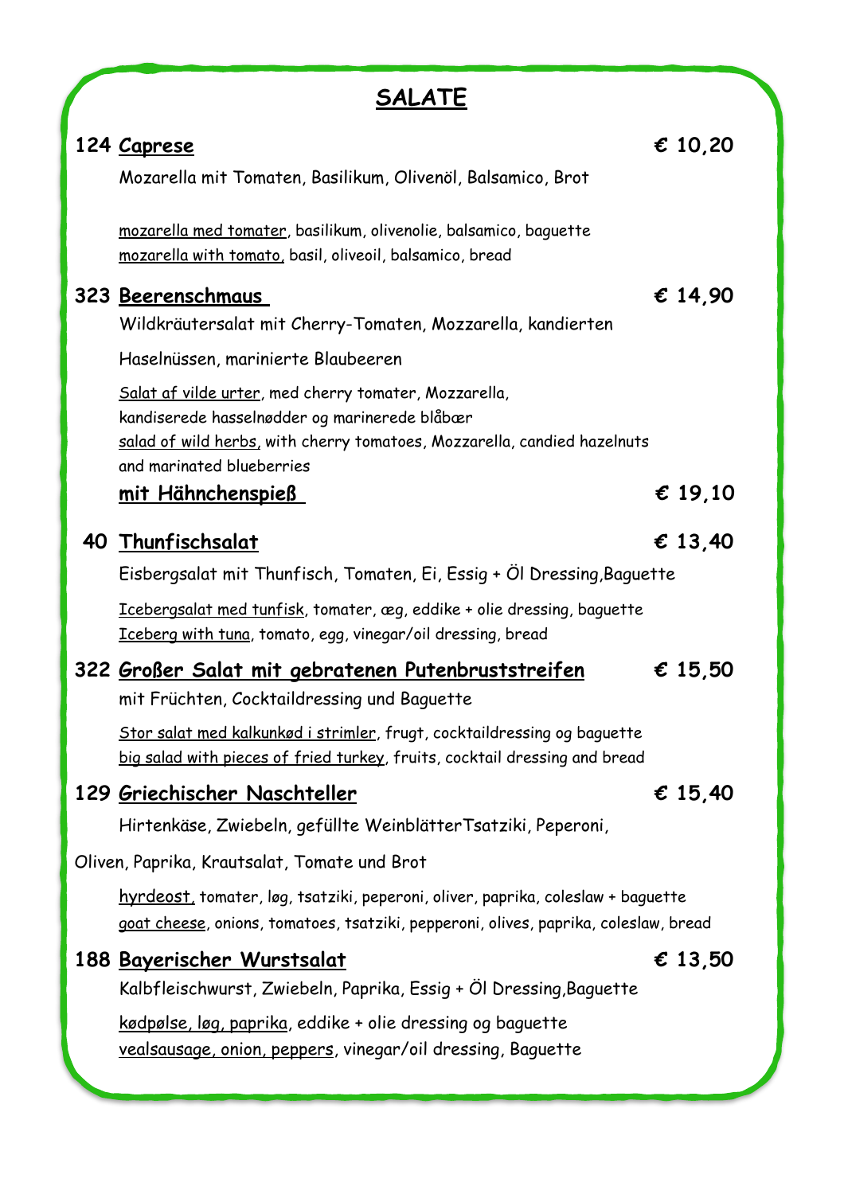# SALATE

**124 Caprese** **€ 10,20**

Mozarella mit Tomaten, Basilikum, Olivenöl, Balsamico, Brot

mozarella med tomater, basilikum, olivenolie, balsamico, baguette
mozarella with tomato, basil, oliveoil, balsamico, bread

**323 Beerenschmaus** **€ 14,90**

Wildkräutersalat mit Cherry-Tomaten, Mozzarella, kandierten

Haselnüssen, marinierte Blaubeeren

Salat af vilde urter, med cherry tomater, Mozzarella,
kandiserede hasselnødder og marinerede blåbær
salad of wild herbs, with cherry tomatoes, Mozzarella, candied hazelnuts
and marinated blueberries

**mit Hähnchenspieß** **€ 19,10**

**40 Thunfischsalat** **€ 13,40**

Eisbergsalat mit Thunfisch, Tomaten, Ei, Essig + Öl Dressing,Baguette

Icebergsalat med tunfisk, tomater, æg, eddike + olie dressing, baguette
Iceberg with tuna, tomato, egg, vinegar/oil dressing, bread

**322 Großer Salat mit gebratenen Putenbruststreifen** **€ 15,50**

mit Früchten, Cocktaildressing und Baguette

Stor salat med kalkunkød i strimler, frugt, cocktaildressing og baguette
big salad with pieces of fried turkey, fruits, cocktail dressing and bread

**129 Griechischer Naschteller** **€ 15,40**

Hirtenkäse, Zwiebeln, gefüllte WeinblätterTsatziki, Peperoni,

Oliven, Paprika, Krautsalat, Tomate und Brot

hyrdeost, tomater, løg, tsatziki, peperoni, oliver, paprika, coleslaw + baguette
goat cheese, onions, tomatoes, tsatziki, pepperoni, olives, paprika, coleslaw, bread

**188 Bayerischer Wurstsalat** **€ 13,50**

Kalbfleischwurst, Zwiebeln, Paprika, Essig + Öl Dressing,Baguette

kødpølse, løg, paprika, eddike + olie dressing og baguette
vealsausage, onion, peppers, vinegar/oil dressing, Baguette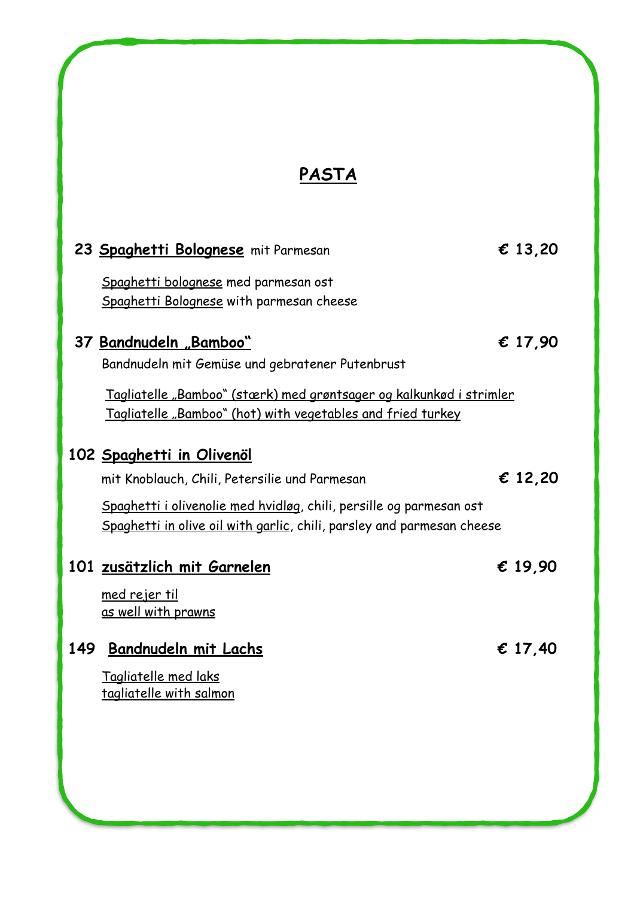# PASTA

**23 Spaghetti Bolognese** mit Parmesan **€ 13,20**

Spaghetti bolognese med parmesan ost
Spaghetti Bolognese with parmesan cheese

**37 Bandnudeln „Bamboo"** **€ 17,90**

Bandnudeln mit Gemüse und gebratener Putenbrust

Tagliatelle „Bamboo" (stærk) med grøntsager og kalkunkød i strimler
Tagliatelle „Bamboo" (hot) with vegetables and fried turkey

**102 Spaghetti in Olivenöl**

mit Knoblauch, Chili, Petersilie und Parmesan **€ 12,20**

Spaghetti i olivenolie med hvidløg, chili, persille og parmesan ost
Spaghetti in olive oil with garlic, chili, parsley and parmesan cheese

**101 zusätzlich mit Garnelen** **€ 19,90**

med rejer til
as well with prawns

**149 Bandnudeln mit Lachs** **€ 17,40**

Tagliatelle med laks
tagliatelle with salmon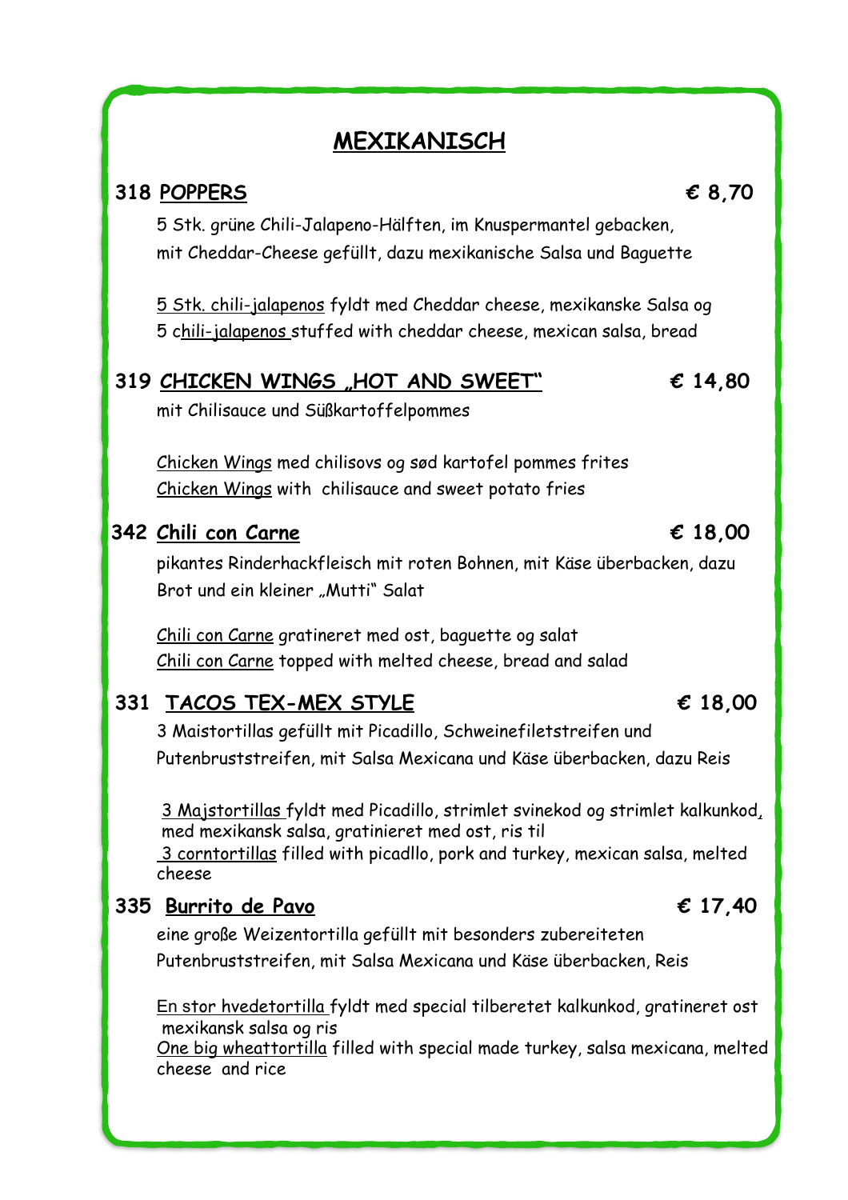# MEXIKANISCH

### 318 POPPERS — € 8,70

5 Stk. grüne Chili-Jalapeno-Hälften, im Knuspermantel gebacken, mit Cheddar-Cheese gefüllt, dazu mexikanische Salsa und Baguette

5 Stk. chili-jalapenos fyldt med Cheddar cheese, mexikanske Salsa og
5 chili-jalapenos stuffed with cheddar cheese, mexican salsa, bread

### 319 CHICKEN WINGS „HOT AND SWEET" — € 14,80

mit Chilisauce und Süßkartoffelpommes

Chicken Wings med chilisovs og sød kartofel pommes frites
Chicken Wings with chilisauce and sweet potato fries

### 342 Chili con Carne — € 18,00

pikantes Rinderhackfleisch mit roten Bohnen, mit Käse überbacken, dazu Brot und ein kleiner „Mutti" Salat

Chili con Carne gratineret med ost, baguette og salat
Chili con Carne topped with melted cheese, bread and salad

### 331 TACOS TEX-MEX STYLE — € 18,00

3 Maistortillas gefüllt mit Picadillo, Schweinefiletstreifen und Putenbruststreifen, mit Salsa Mexicana und Käse überbacken, dazu Reis

3 Majstortillas fyldt med Picadillo, strimlet svinekod og strimlet kalkunkod, med mexikansk salsa, gratinieret med ost, ris til
3 corntortillas filled with picadllo, pork and turkey, mexican salsa, melted cheese

### 335 Burrito de Pavo — € 17,40

eine große Weizentortilla gefüllt mit besonders zubereiteten Putenbruststreifen, mit Salsa Mexicana und Käse überbacken, Reis

En stor hvedetortilla fyldt med special tilberetet kalkunkod, gratineret ost mexikansk salsa og ris
One big wheattortilla filled with special made turkey, salsa mexicana, melted cheese and rice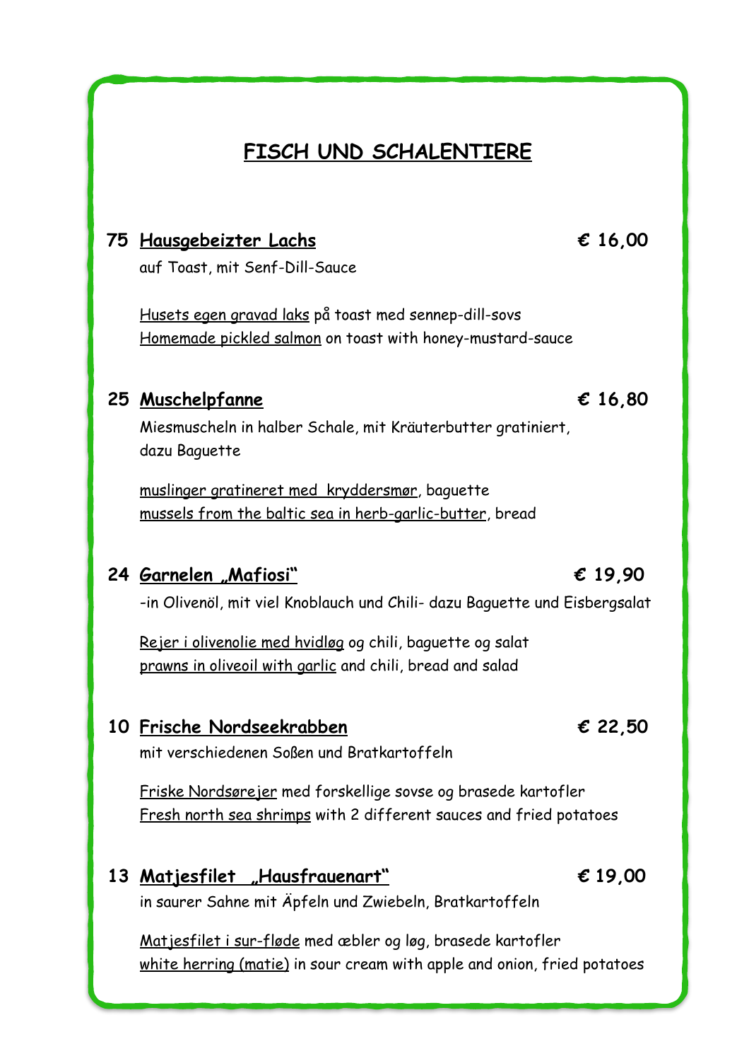# FISCH UND SCHALENTIERE

**75 Hausgebeizter Lachs** **€ 16,00**

auf Toast, mit Senf-Dill-Sauce

Husets egen gravad laks på toast med sennep-dill-sovs
Homemade pickled salmon on toast with honey-mustard-sauce

**25 Muschelpfanne** **€ 16,80**

Miesmuscheln in halber Schale, mit Kräuterbutter gratiniert, dazu Baguette

muslinger gratineret med kryddersmør, baguette
mussels from the baltic sea in herb-garlic-butter, bread

**24 Garnelen „Mafiosi"** **€ 19,90**

-in Olivenöl, mit viel Knoblauch und Chili- dazu Baguette und Eisbergsalat

Rejer i olivenolie med hvidløg og chili, baguette og salat
prawns in oliveoil with garlic and chili, bread and salad

**10 Frische Nordseekrabben** **€ 22,50**

mit verschiedenen Soßen und Bratkartoffeln

Friske Nordsørejer med forskellige sovse og brasede kartofler
Fresh north sea shrimps with 2 different sauces and fried potatoes

**13 Matjesfilet „Hausfrauenart"** **€ 19,00**

in saurer Sahne mit Äpfeln und Zwiebeln, Bratkartoffeln

Matjesfilet i sur-fløde med æbler og løg, brasede kartofler
white herring (matie) in sour cream with apple and onion, fried potatoes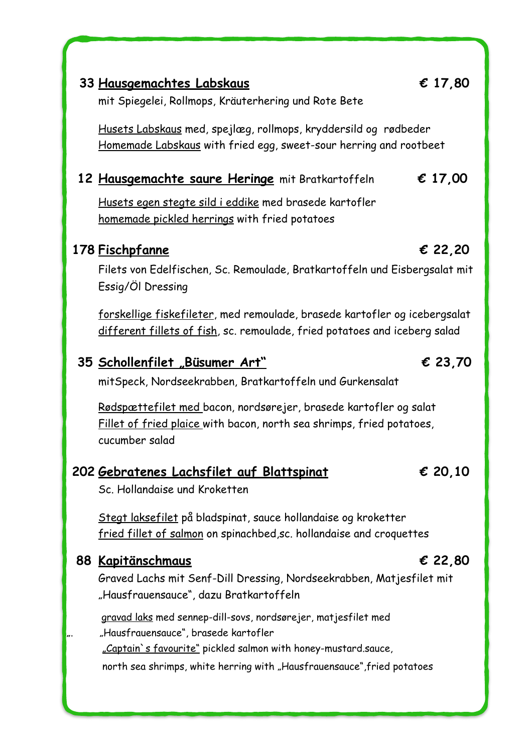**33 Hausgemachtes Labskaus** **€ 17,80**

mit Spiegelei, Rollmops, Kräuterhering und Rote Bete

Husets Labskaus med, spejlæg, rollmops, kryddersild og rødbeder
Homemade Labskaus with fried egg, sweet-sour herring and rootbeet

**12 Hausgemachte saure Heringe** mit Bratkartoffeln **€ 17,00**

Husets egen stegte sild i eddike med brasede kartofler
homemade pickled herrings with fried potatoes

**178 Fischpfanne** **€ 22,20**

Filets von Edelfischen, Sc. Remoulade, Bratkartoffeln und Eisbergsalat mit Essig/Öl Dressing

forskellige fiskefileter, med remoulade, brasede kartofler og icebergsalat
different fillets of fish, sc. remoulade, fried potatoes and iceberg salad

**35 Schollenfilet „Büsumer Art"** **€ 23,70**

mitSpeck, Nordseekrabben, Bratkartoffeln und Gurkensalat

Rødspættefilet med bacon, nordsørejer, brasede kartofler og salat
Fillet of fried plaice with bacon, north sea shrimps, fried potatoes, cucumber salad

**202 Gebratenes Lachsfilet auf Blattspinat** **€ 20,10**

Sc. Hollandaise und Kroketten

Stegt laksefilet på bladspinat, sauce hollandaise og kroketter
fried fillet of salmon on spinachbed,sc. hollandaise and croquettes

**88 Kapitänschmaus** **€ 22,80**

Graved Lachs mit Senf-Dill Dressing, Nordseekrabben, Matjesfilet mit „Hausfrauensauce", dazu Bratkartoffeln

gravad laks med sennep-dill-sovs, nordsørejer, matjesfilet med
„Hausfrauensauce", brasede kartofler
„Captain`s favourite" pickled salmon with honey-mustard.sauce,
north sea shrimps, white herring with „Hausfrauensauce",fried potatoes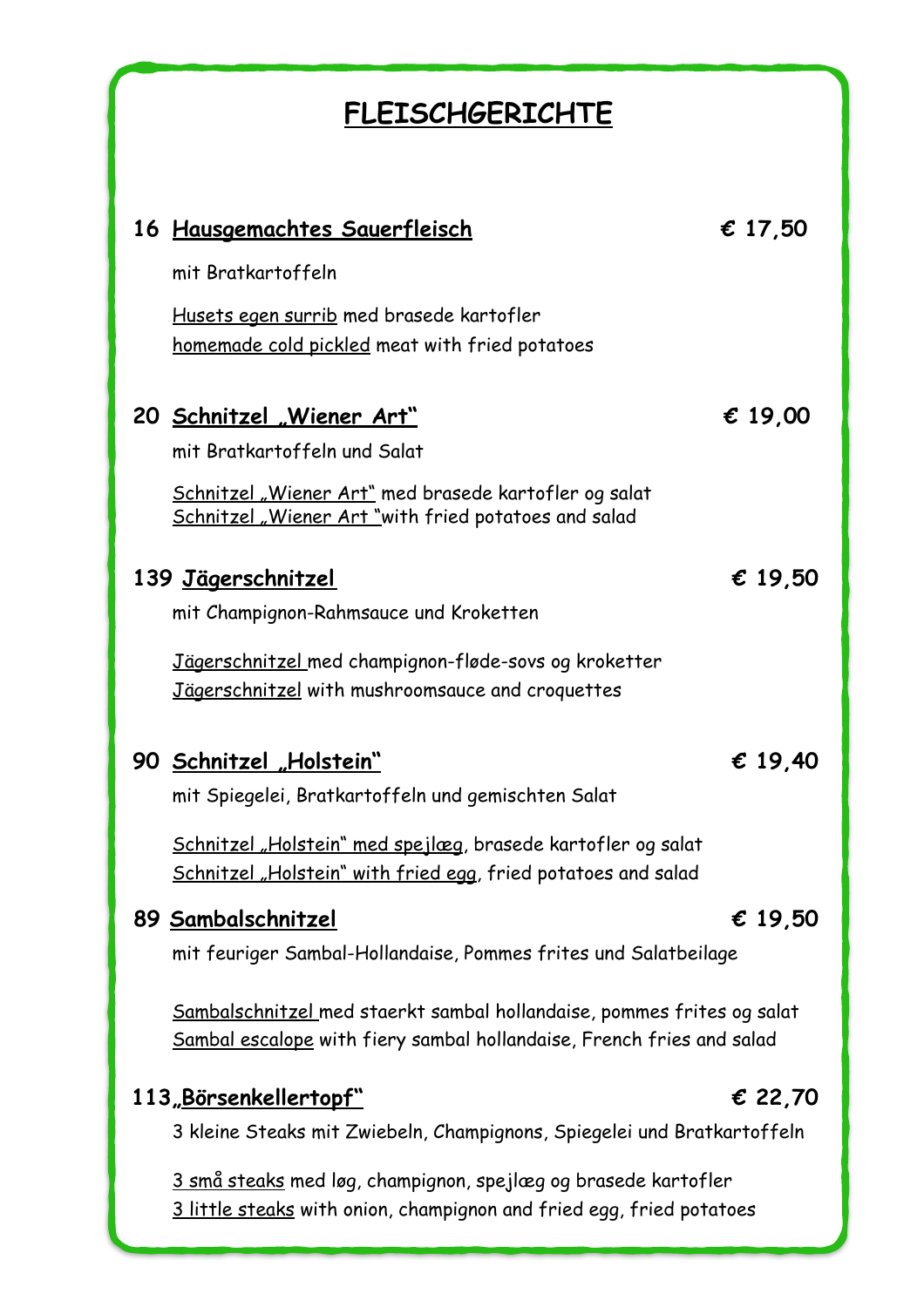# FLEISCHGERICHTE

**16 Hausgemachtes Sauerfleisch** **€ 17,50**

mit Bratkartoffeln

Husets egen surrib med brasede kartofler
homemade cold pickled meat with fried potatoes

**20 Schnitzel „Wiener Art"** **€ 19,00**

mit Bratkartoffeln und Salat

Schnitzel „Wiener Art" med brasede kartofler og salat
Schnitzel „Wiener Art "with fried potatoes and salad

**139 Jägerschnitzel** **€ 19,50**

mit Champignon-Rahmsauce und Kroketten

Jägerschnitzel med champignon-fløde-sovs og kroketter
Jägerschnitzel with mushroomsauce and croquettes

**90 Schnitzel „Holstein"** **€ 19,40**

mit Spiegelei, Bratkartoffeln und gemischten Salat

Schnitzel „Holstein" med spejlæg, brasede kartofler og salat
Schnitzel „Holstein" with fried egg, fried potatoes and salad

**89 Sambalschnitzel** **€ 19,50**

mit feuriger Sambal-Hollandaise, Pommes frites und Salatbeilage

Sambalschnitzel med staerkt sambal hollandaise, pommes frites og salat
Sambal escalope with fiery sambal hollandaise, French fries and salad

**113„Börsenkellertopf"** **€ 22,70**

3 kleine Steaks mit Zwiebeln, Champignons, Spiegelei und Bratkartoffeln

3 små steaks med løg, champignon, spejlæg og brasede kartofler
3 little steaks with onion, champignon and fried egg, fried potatoes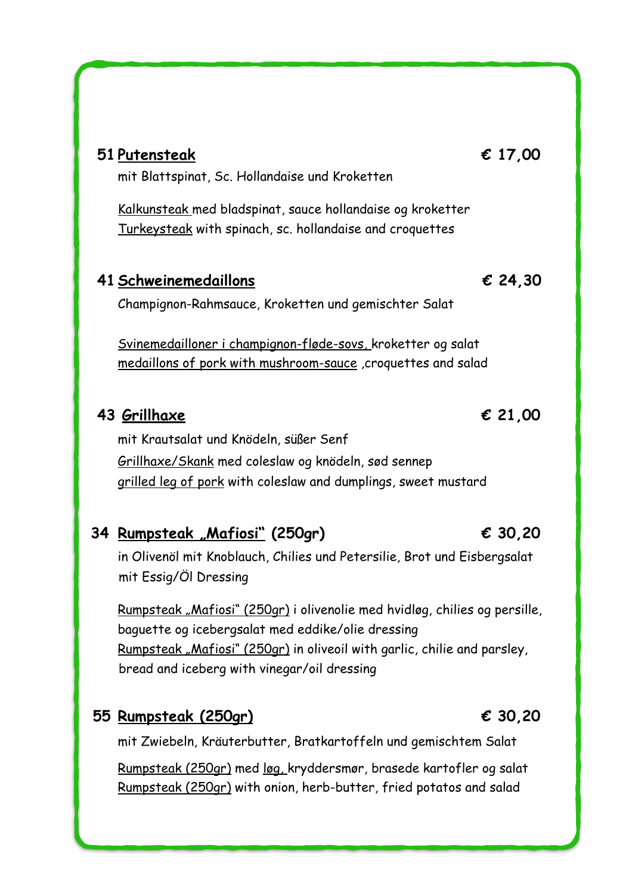**51 Putensteak** — **€ 17,00**

mit Blattspinat, Sc. Hollandaise und Kroketten

Kalkunsteak med bladspinat, sauce hollandaise og kroketter
Turkeysteak with spinach, sc. hollandaise and croquettes

**41 Schweinemedaillons** — **€ 24,30**

Champignon-Rahmsauce, Kroketten und gemischter Salat

Svinemedailloner i champignon-fløde-sovs, kroketter og salat
medaillons of pork with mushroom-sauce ,croquettes and salad

**43 Grillhaxe** — **€ 21,00**

mit Krautsalat und Knödeln, süßer Senf
Grillhaxe/Skank med coleslaw og knödeln, sød sennep
grilled leg of pork with coleslaw and dumplings, sweet mustard

**34 Rumpsteak „Mafiosi" (250gr)** — **€ 30,20**

in Olivenöl mit Knoblauch, Chilies und Petersilie, Brot und Eisbergsalat mit Essig/Öl Dressing

Rumpsteak „Mafiosi" (250gr) i olivenolie med hvidløg, chilies og persille, baguette og icebergsalat med eddike/olie dressing
Rumpsteak „Mafiosi" (250gr) in oliveoil with garlic, chilie and parsley, bread and iceberg with vinegar/oil dressing

**55 Rumpsteak (250gr)** — **€ 30,20**

mit Zwiebeln, Kräuterbutter, Bratkartoffeln und gemischtem Salat

Rumpsteak (250gr) med løg, kryddersmør, brasede kartofler og salat
Rumpsteak (250gr) with onion, herb-butter, fried potatos and salad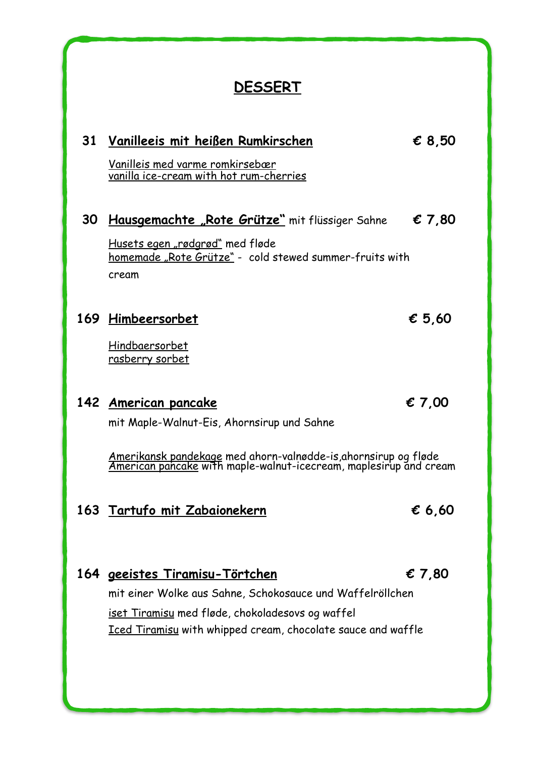# DESSERT

**31 Vanilleeis mit heißen Rumkirschen** **€ 8,50**

Vanilleis med varme romkirsebær
vanilla ice-cream with hot rum-cherries

**30 Hausgemachte „Rote Grütze"** mit flüssiger Sahne **€ 7,80**

Husets egen „rødgrød" med fløde
homemade „Rote Grütze" - cold stewed summer-fruits with cream

**169 Himbeersorbet** **€ 5,60**

Hindbaersorbet
rasberry sorbet

**142 American pancake** **€ 7,00**

mit Maple-Walnut-Eis, Ahornsirup und Sahne

Amerikansk pandekage med ahorn-valnødde-is,ahornsirup og fløde
American pancake with maple-walnut-icecream, maplesirup and cream

**163 Tartufo mit Zabaionekern** **€ 6,60**

**164 geeistes Tiramisu-Törtchen** **€ 7,80**

mit einer Wolke aus Sahne, Schokosauce und Waffelröllchen
iset Tiramisu med fløde, chokoladesovs og waffel
Iced Tiramisu with whipped cream, chocolate sauce and waffle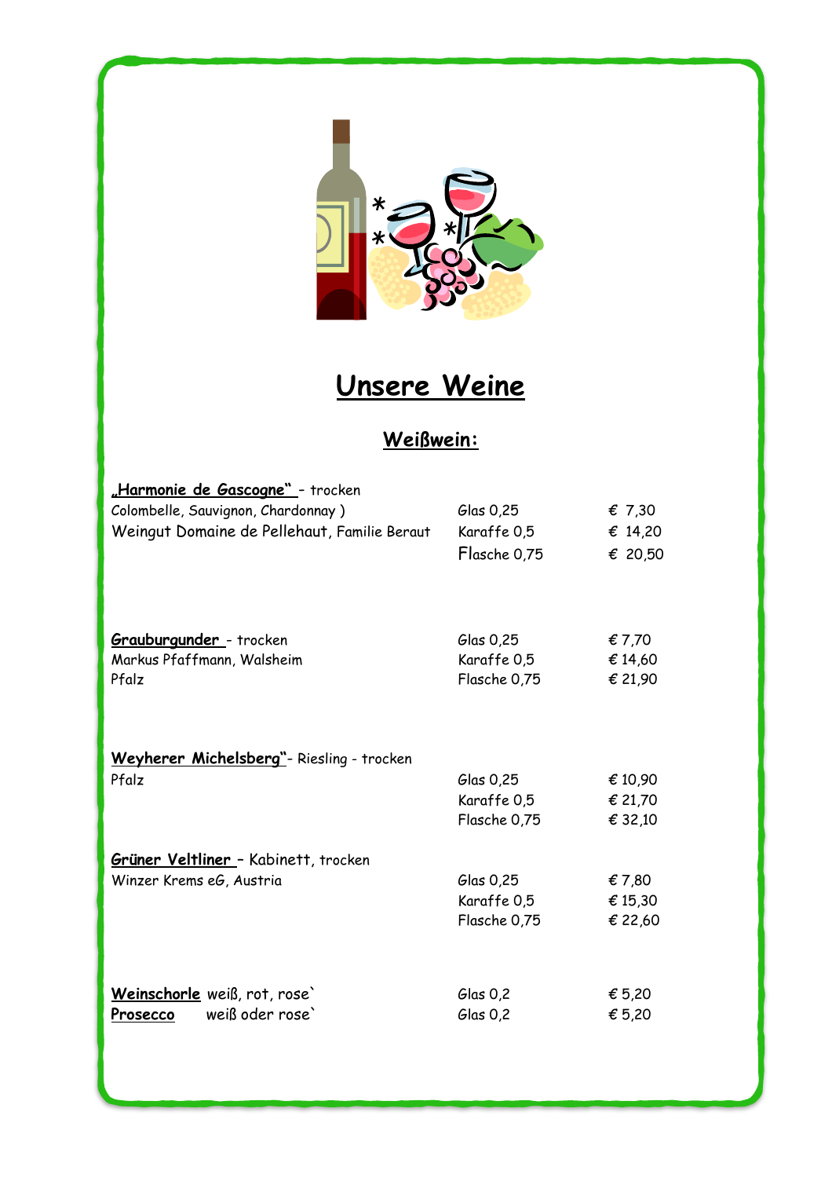# Unsere Weine

## Weißwein:

**„Harmonie de Gascogne“** – trocken
Colombelle, Sauvignon, Chardonnay )
Weingut Domaine de Pellehaut, Familie Beraut

| | |
|---|---|
| Glas 0,25 | € 7,30 |
| Karaffe 0,5 | € 14,20 |
| Flasche 0,75 | € 20,50 |

**Grauburgunder** - trocken
Markus Pfaffmann, Walsheim
Pfalz

| | |
|---|---|
| Glas 0,25 | € 7,70 |
| Karaffe 0,5 | € 14,60 |
| Flasche 0,75 | € 21,90 |

**Weyherer Michelsberg“**- Riesling - trocken
Pfalz

| | |
|---|---|
| Glas 0,25 | € 10,90 |
| Karaffe 0,5 | € 21,70 |
| Flasche 0,75 | € 32,10 |

**Grüner Veltliner** – Kabinett, trocken
Winzer Krems eG, Austria

| | |
|---|---|
| Glas 0,25 | € 7,80 |
| Karaffe 0,5 | € 15,30 |
| Flasche 0,75 | € 22,60 |

| | | |
|---|---|---|
| **Weinschorle** weiß, rot, rose` | Glas 0,2 | € 5,20 |
| **Prosecco** weiß oder rose` | Glas 0,2 | € 5,20 |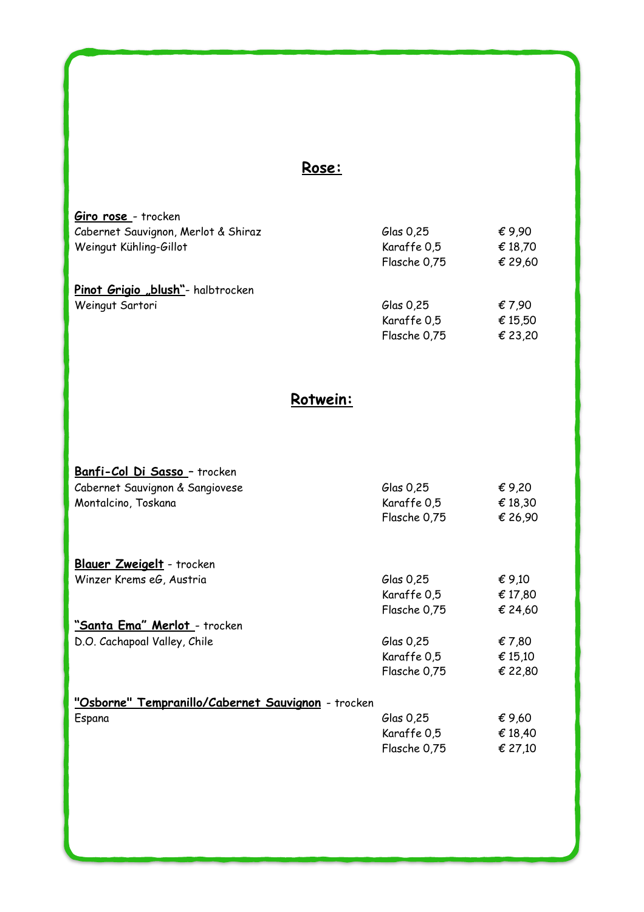## Rose:

**Giro rose** - trocken
Cabernet Sauvignon, Merlot & Shiraz
Weingut Kühling-Gillot

| | |
|---|---|
| Glas 0,25 | € 9,90 |
| Karaffe 0,5 | € 18,70 |
| Flasche 0,75 | € 29,60 |

**Pinot Grigio „blush"**- halbtrocken
Weingut Sartori

| | |
|---|---|
| Glas 0,25 | € 7,90 |
| Karaffe 0,5 | € 15,50 |
| Flasche 0,75 | € 23,20 |

## Rotwein:

**Banfi-Col Di Sasso** – trocken
Cabernet Sauvignon & Sangiovese
Montalcino, Toskana

| | |
|---|---|
| Glas 0,25 | € 9,20 |
| Karaffe 0,5 | € 18,30 |
| Flasche 0,75 | € 26,90 |

**Blauer Zweigelt** - trocken
Winzer Krems eG, Austria

| | |
|---|---|
| Glas 0,25 | € 9,10 |
| Karaffe 0,5 | € 17,80 |
| Flasche 0,75 | € 24,60 |

**"Santa Ema" Merlot** - trocken
D.O. Cachapoal Valley, Chile

| | |
|---|---|
| Glas 0,25 | € 7,80 |
| Karaffe 0,5 | € 15,10 |
| Flasche 0,75 | € 22,80 |

**"Osborne" Tempranillo/Cabernet Sauvignon** - trocken
Espana

| | |
|---|---|
| Glas 0,25 | € 9,60 |
| Karaffe 0,5 | € 18,40 |
| Flasche 0,75 | € 27,10 |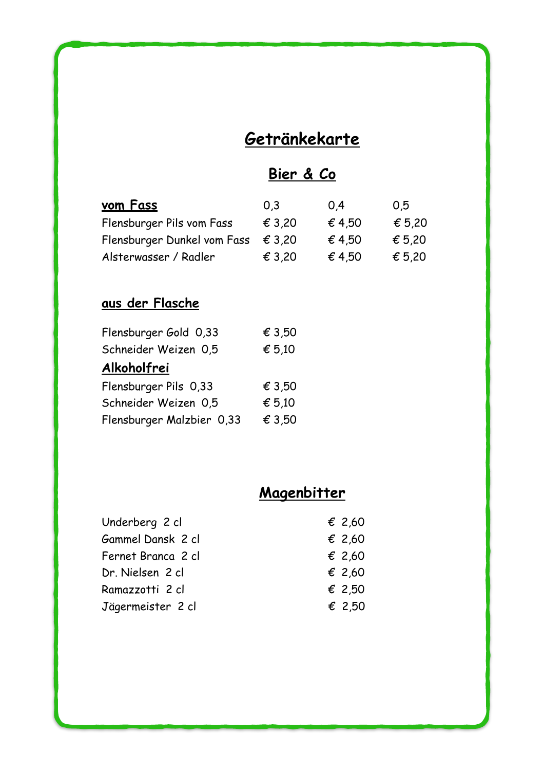# Getränkekarte

## Bier & Co

| **vom Fass** | 0,3 | 0,4 | 0,5 |
|---|---|---|---|
| Flensburger Pils vom Fass | € 3,20 | € 4,50 | € 5,20 |
| Flensburger Dunkel vom Fass | € 3,20 | € 4,50 | € 5,20 |
| Alsterwasser / Radler | € 3,20 | € 4,50 | € 5,20 |

**aus der Flasche**

| | |
|---|---|
| Flensburger Gold 0,33 | € 3,50 |
| Schneider Weizen 0,5 | € 5,10 |
| **Alkoholfrei** | |
| Flensburger Pils 0,33 | € 3,50 |
| Schneider Weizen 0,5 | € 5,10 |
| Flensburger Malzbier 0,33 | € 3,50 |

## Magenbitter

| | |
|---|---|
| Underberg 2 cl | € 2,60 |
| Gammel Dansk 2 cl | € 2,60 |
| Fernet Branca 2 cl | € 2,60 |
| Dr. Nielsen 2 cl | € 2,60 |
| Ramazzotti 2 cl | € 2,50 |
| Jägermeister 2 cl | € 2,50 |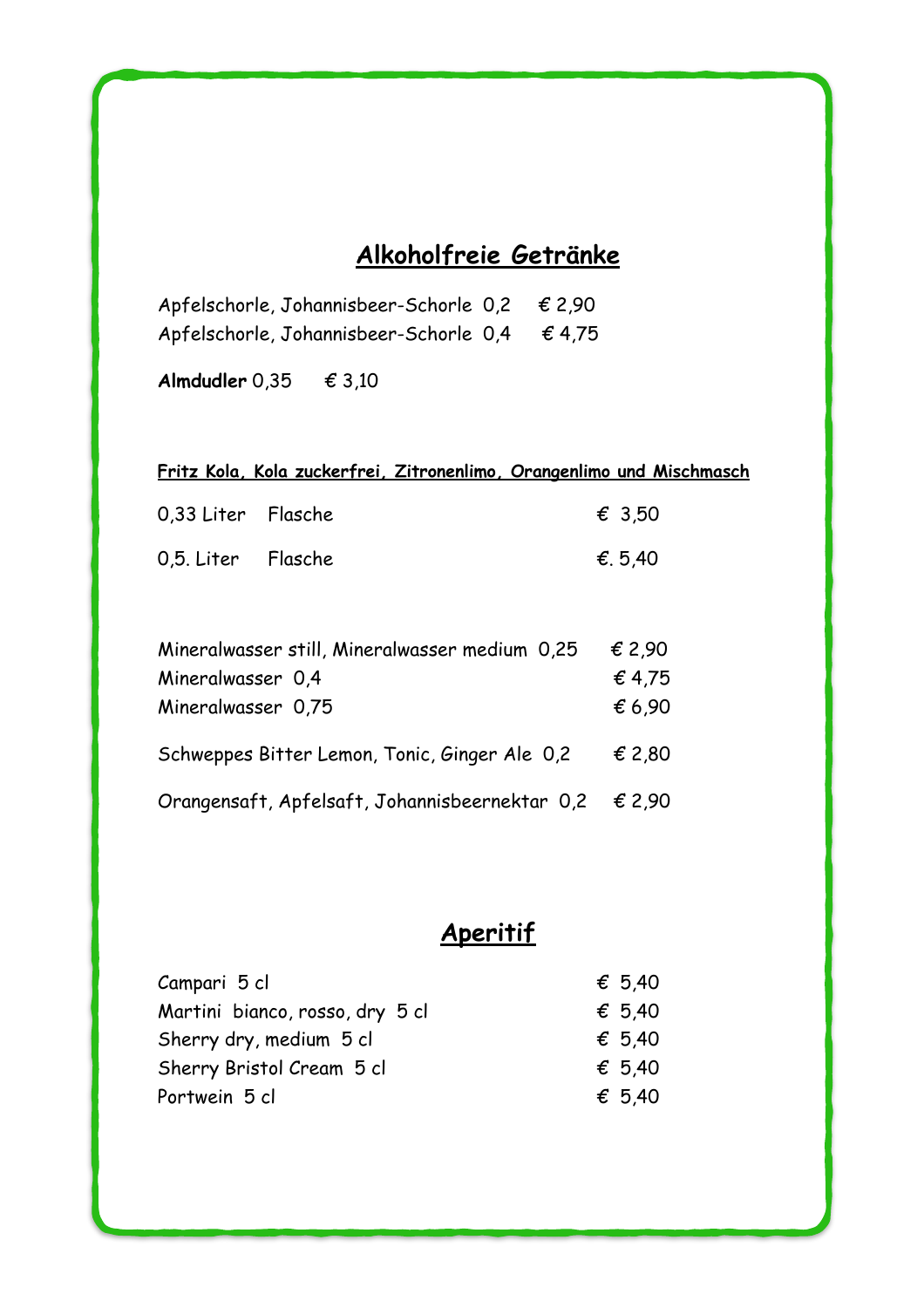## Alkoholfreie Getränke

Apfelschorle, Johannisbeer-Schorle 0,2 € 2,90
Apfelschorle, Johannisbeer-Schorle 0,4 € 4,75

**Almdudler** 0,35 € 3,10

**Fritz Kola, Kola zuckerfrei, Zitronenlimo, Orangenlimo und Mischmasch**

| | | |
|---|---|---|
| 0,33 Liter | Flasche | € 3,50 |
| 0,5. Liter | Flasche | €. 5,40 |

| | |
|---|---|
| Mineralwasser still, Mineralwasser medium 0,25 | € 2,90 |
| Mineralwasser 0,4 | € 4,75 |
| Mineralwasser 0,75 | € 6,90 |
| Schweppes Bitter Lemon, Tonic, Ginger Ale 0,2 | € 2,80 |
| Orangensaft, Apfelsaft, Johannisbeernektar 0,2 | € 2,90 |

## Aperitif

| | |
|---|---|
| Campari 5 cl | € 5,40 |
| Martini bianco, rosso, dry 5 cl | € 5,40 |
| Sherry dry, medium 5 cl | € 5,40 |
| Sherry Bristol Cream 5 cl | € 5,40 |
| Portwein 5 cl | € 5,40 |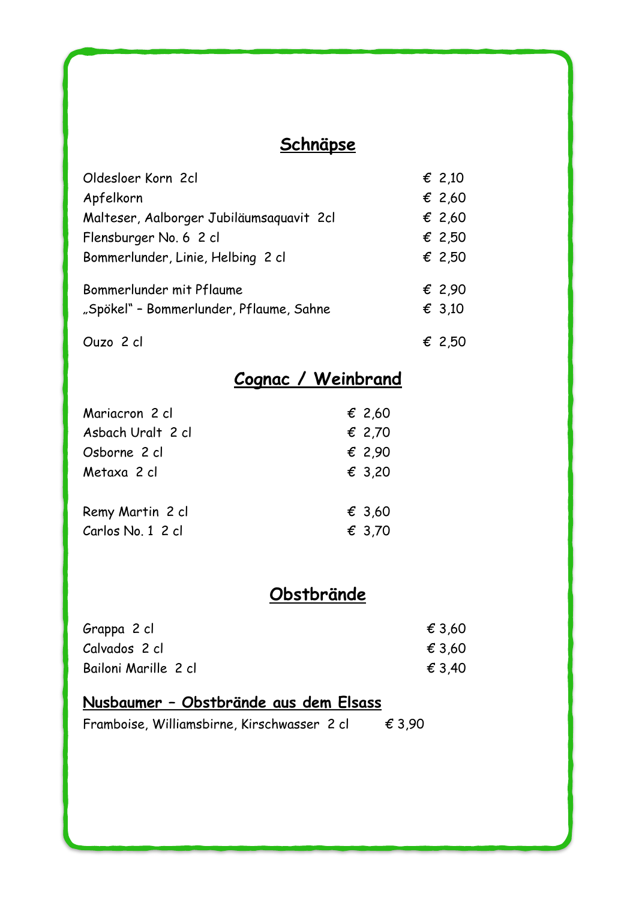## Schnäpse

| | |
|---|---|
| Oldesloer Korn 2cl | € 2,10 |
| Apfelkorn | € 2,60 |
| Malteser, Aalborger Jubiläumsaquavit 2cl | € 2,60 |
| Flensburger No. 6 2 cl | € 2,50 |
| Bommerlunder, Linie, Helbing 2 cl | € 2,50 |
| Bommerlunder mit Pflaume | € 2,90 |
| „Spökel" – Bommerlunder, Pflaume, Sahne | € 3,10 |
| Ouzo 2 cl | € 2,50 |

## Cognac / Weinbrand

| | |
|---|---|
| Mariacron 2 cl | € 2,60 |
| Asbach Uralt 2 cl | € 2,70 |
| Osborne 2 cl | € 2,90 |
| Metaxa 2 cl | € 3,20 |
| Remy Martin 2 cl | € 3,60 |
| Carlos No. 1 2 cl | € 3,70 |

## Obstbrände

| | |
|---|---|
| Grappa 2 cl | € 3,60 |
| Calvados 2 cl | € 3,60 |
| Bailoni Marille 2 cl | € 3,40 |

### Nusbaumer – Obstbrände aus dem Elsass

| | |
|---|---|
| Framboise, Williamsbirne, Kirschwasser 2 cl | € 3,90 |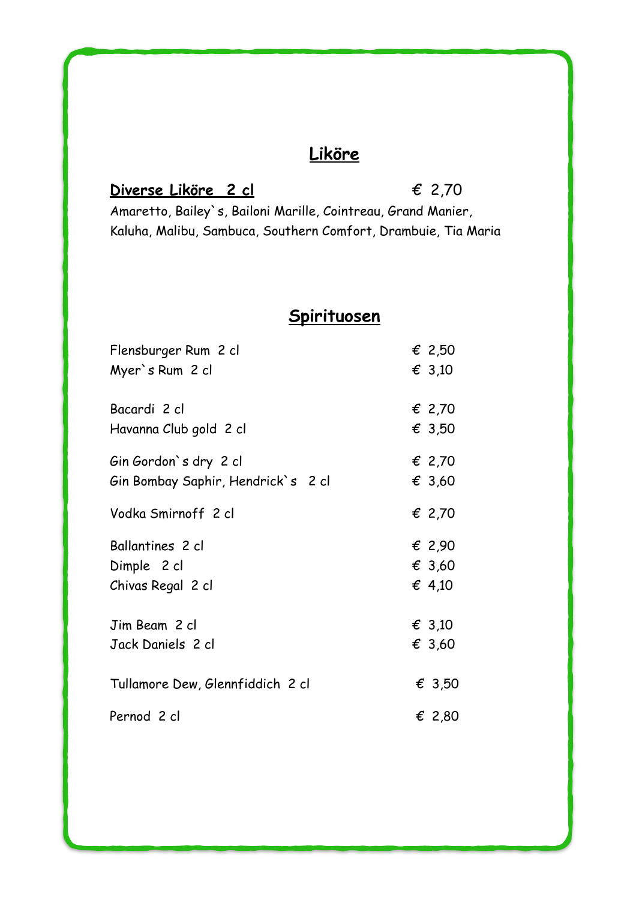## Liköre

**Diverse Liköre 2 cl** € 2,70

Amaretto, Bailey`s, Bailoni Marille, Cointreau, Grand Manier, Kaluha, Malibu, Sambuca, Southern Comfort, Drambuie, Tia Maria

## Spirituosen

| | |
|---|---|
| Flensburger Rum 2 cl | € 2,50 |
| Myer`s Rum 2 cl | € 3,10 |
| Bacardi 2 cl | € 2,70 |
| Havanna Club gold 2 cl | € 3,50 |
| Gin Gordon`s dry 2 cl | € 2,70 |
| Gin Bombay Saphir, Hendrick`s 2 cl | € 3,60 |
| Vodka Smirnoff 2 cl | € 2,70 |
| Ballantines 2 cl | € 2,90 |
| Dimple 2 cl | € 3,60 |
| Chivas Regal 2 cl | € 4,10 |
| Jim Beam 2 cl | € 3,10 |
| Jack Daniels 2 cl | € 3,60 |
| Tullamore Dew, Glennfiddich 2 cl | € 3,50 |
| Pernod 2 cl | € 2,80 |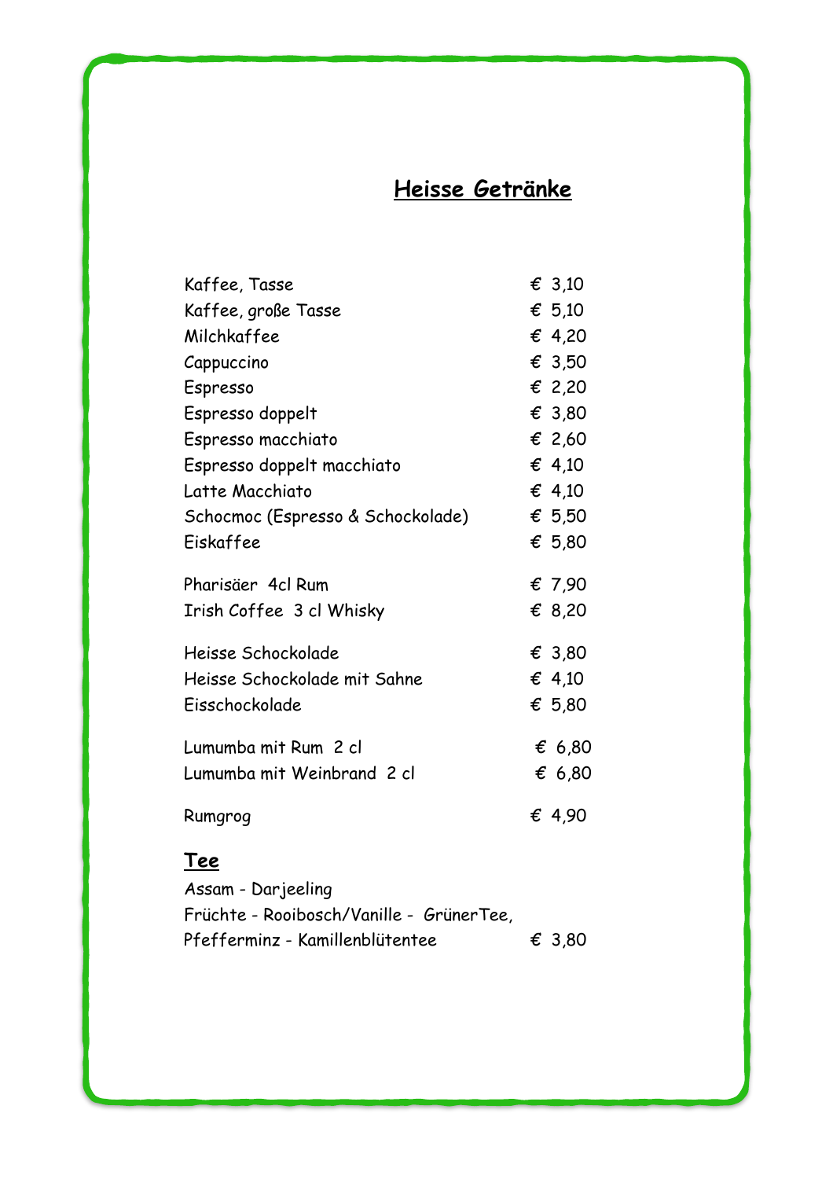# Heisse Getränke

| | |
|---|---|
| Kaffee, Tasse | € 3,10 |
| Kaffee, große Tasse | € 5,10 |
| Milchkaffee | € 4,20 |
| Cappuccino | € 3,50 |
| Espresso | € 2,20 |
| Espresso doppelt | € 3,80 |
| Espresso macchiato | € 2,60 |
| Espresso doppelt macchiato | € 4,10 |
| Latte Macchiato | € 4,10 |
| Schocmoc (Espresso & Schockolade) | € 5,50 |
| Eiskaffee | € 5,80 |
| Pharisäer 4cl Rum | € 7,90 |
| Irish Coffee 3 cl Whisky | € 8,20 |
| Heisse Schockolade | € 3,80 |
| Heisse Schockolade mit Sahne | € 4,10 |
| Eisschockolade | € 5,80 |
| Lumumba mit Rum 2 cl | € 6,80 |
| Lumumba mit Weinbrand 2 cl | € 6,80 |
| Rumgrog | € 4,90 |

## Tee

Assam - Darjeeling
Früchte - Rooibosch/Vanille - GrünerTee,
Pfefferminz - Kamillenblütentee € 3,80